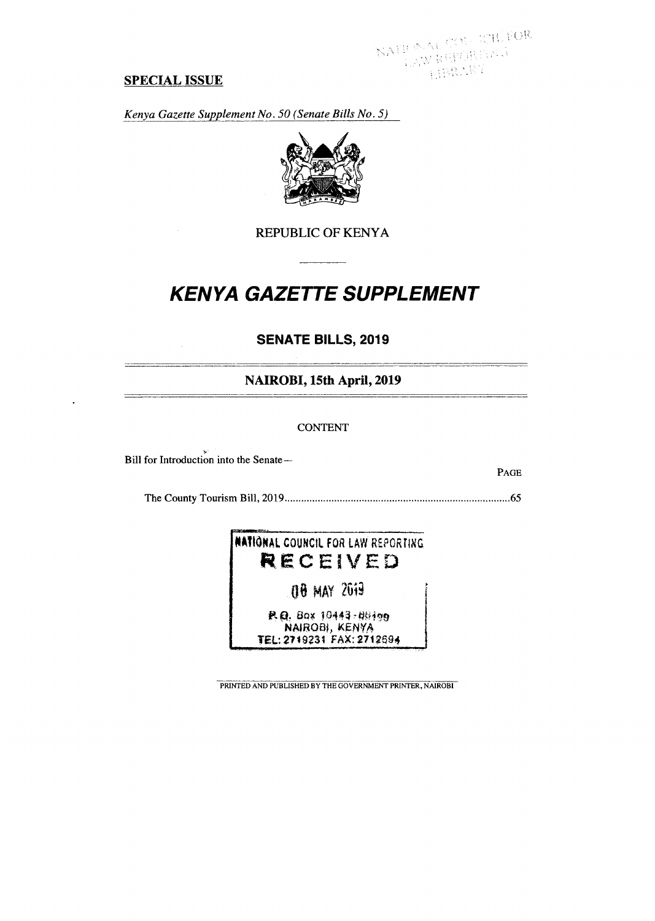**SPECIAL ISSUE**

*Kenya Gazette Supplement No. 50 (Senate Bills No. 5)*

REPUBLIC OF KENYA

# *KENYA GAZETTE SUPPLEMENT*

## SENATE BILLS, 2019

## NAIROBI, 15th April, 2019

CONTENT

Bill for Introduction into the Senate—

| | PAGE |
|---|---|
| The County Tourism Bill, 2019 | 65 |

NATIONAL COUNCIL FOR LAW REPORTING
RECEIVED
08 MAY 2019
P.O. Box 10443-00100
NAIROBI, KENYA
TEL: 2719231 FAX: 2712694

PRINTED AND PUBLISHED BY THE GOVERNMENT PRINTER, NAIROBI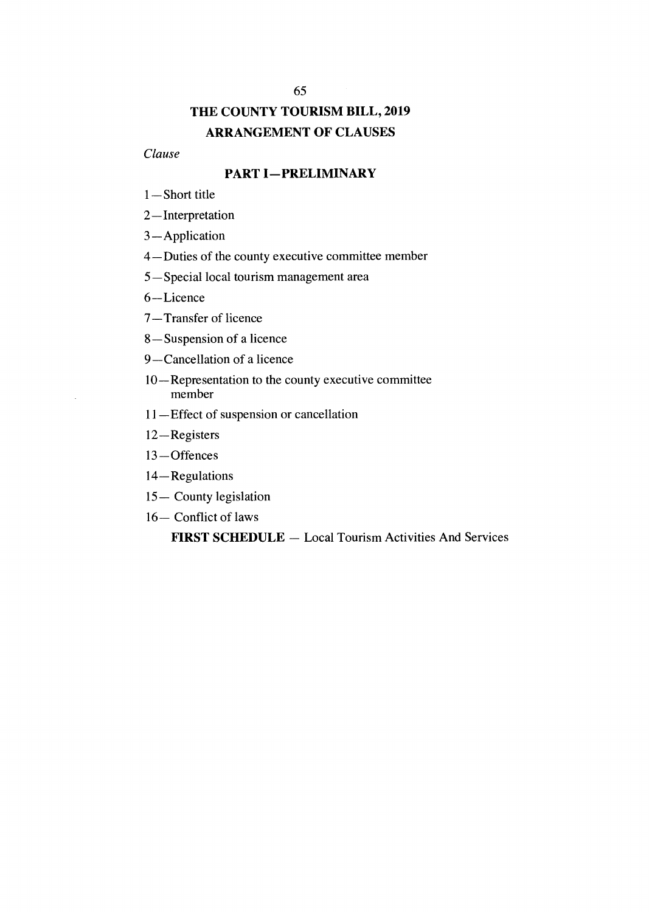# THE COUNTY TOURISM BILL, 2019

## ARRANGEMENT OF CLAUSES

*Clause*

### PART I—PRELIMINARY

1—Short title

2—Interpretation

3—Application

4—Duties of the county executive committee member

5—Special local tourism management area

6—Licence

7—Transfer of licence

8—Suspension of a licence

9—Cancellation of a licence

10—Representation to the county executive committee member

11—Effect of suspension or cancellation

12—Registers

13—Offences

14—Regulations

15— County legislation

16— Conflict of laws

**FIRST SCHEDULE** — Local Tourism Activities And Services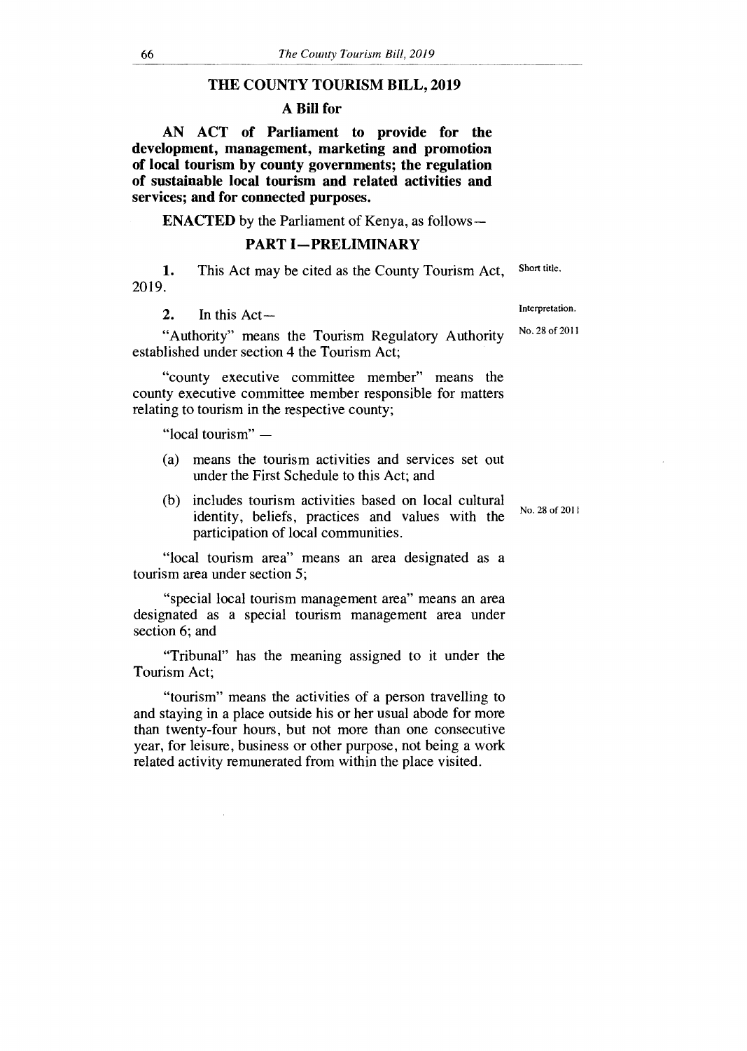# THE COUNTY TOURISM BILL, 2019

## A Bill for

**AN ACT of Parliament to provide for the development, management, marketing and promotion of local tourism by county governments; the regulation of sustainable local tourism and related activities and services; and for connected purposes.**

**ENACTED** by the Parliament of Kenya, as follows—

## PART I—PRELIMINARY

Short title.

**1.** This Act may be cited as the County Tourism Act, 2019.

Interpretation.

**2.** In this Act—

No. 28 of 2011

"Authority" means the Tourism Regulatory Authority established under section 4 the Tourism Act;

"county executive committee member" means the county executive committee member responsible for matters relating to tourism in the respective county;

"local tourism" —

(a) means the tourism activities and services set out under the First Schedule to this Act; and

(b) includes tourism activities based on local cultural identity, beliefs, practices and values with the participation of local communities.

No. 28 of 2011

"local tourism area" means an area designated as a tourism area under section 5;

"special local tourism management area" means an area designated as a special tourism management area under section 6; and

"Tribunal" has the meaning assigned to it under the Tourism Act;

"tourism" means the activities of a person travelling to and staying in a place outside his or her usual abode for more than twenty-four hours, but not more than one consecutive year, for leisure, business or other purpose, not being a work related activity remunerated from within the place visited.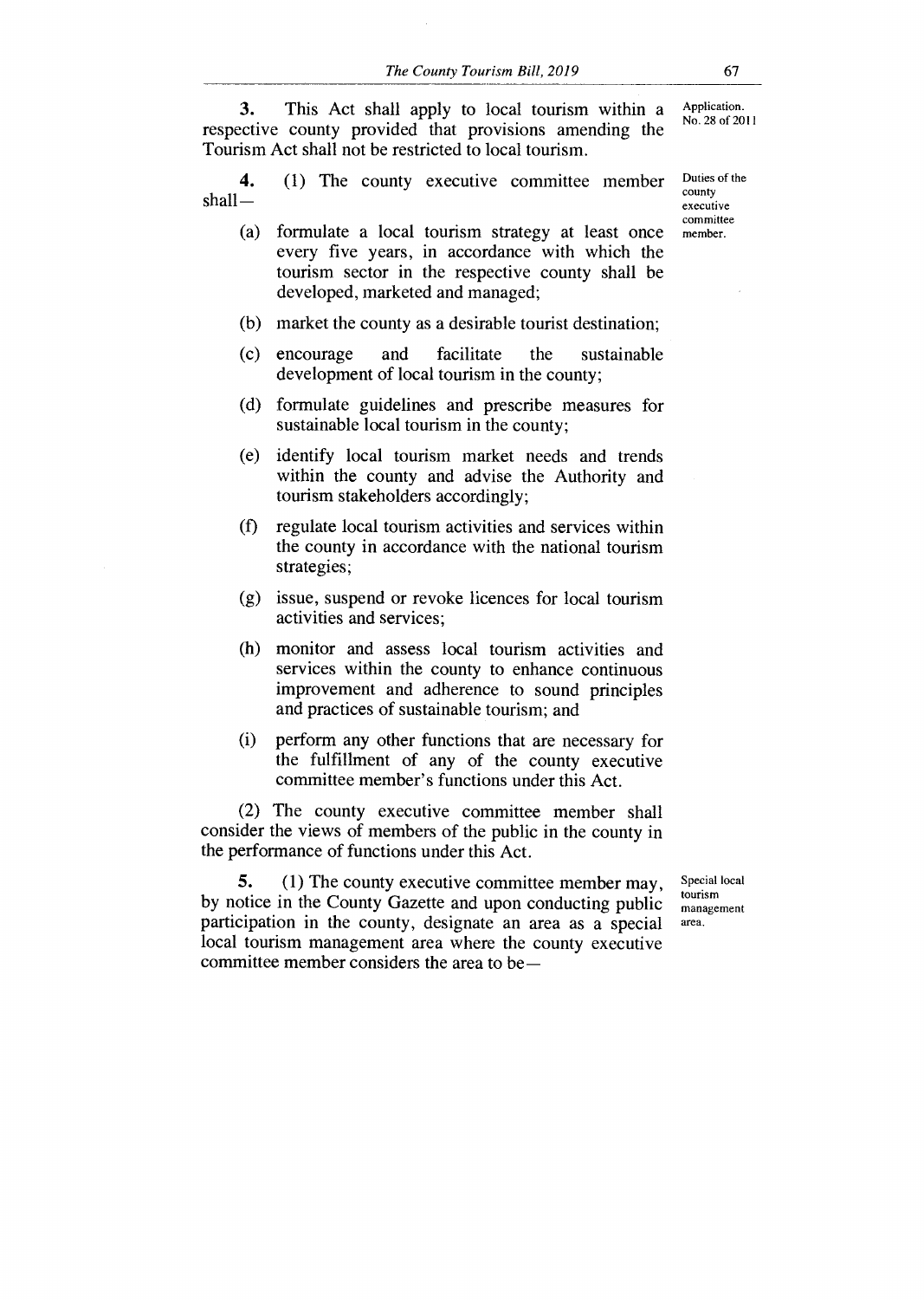**3.** This Act shall apply to local tourism within a respective county provided that provisions amending the Tourism Act shall not be restricted to local tourism.

Application.
No. 28 of 2011

Duties of the county executive committee member.

**4.** (1) The county executive committee member shall—

(a) formulate a local tourism strategy at least once every five years, in accordance with which the tourism sector in the respective county shall be developed, marketed and managed;

(b) market the county as a desirable tourist destination;

(c) encourage and facilitate the sustainable development of local tourism in the county;

(d) formulate guidelines and prescribe measures for sustainable local tourism in the county;

(e) identify local tourism market needs and trends within the county and advise the Authority and tourism stakeholders accordingly;

(f) regulate local tourism activities and services within the county in accordance with the national tourism strategies;

(g) issue, suspend or revoke licences for local tourism activities and services;

(h) monitor and assess local tourism activities and services within the county to enhance continuous improvement and adherence to sound principles and practices of sustainable tourism; and

(i) perform any other functions that are necessary for the fulfillment of any of the county executive committee member's functions under this Act.

(2) The county executive committee member shall consider the views of members of the public in the county in the performance of functions under this Act.

Special local tourism management area.

**5.** (1) The county executive committee member may, by notice in the County Gazette and upon conducting public participation in the county, designate an area as a special local tourism management area where the county executive committee member considers the area to be—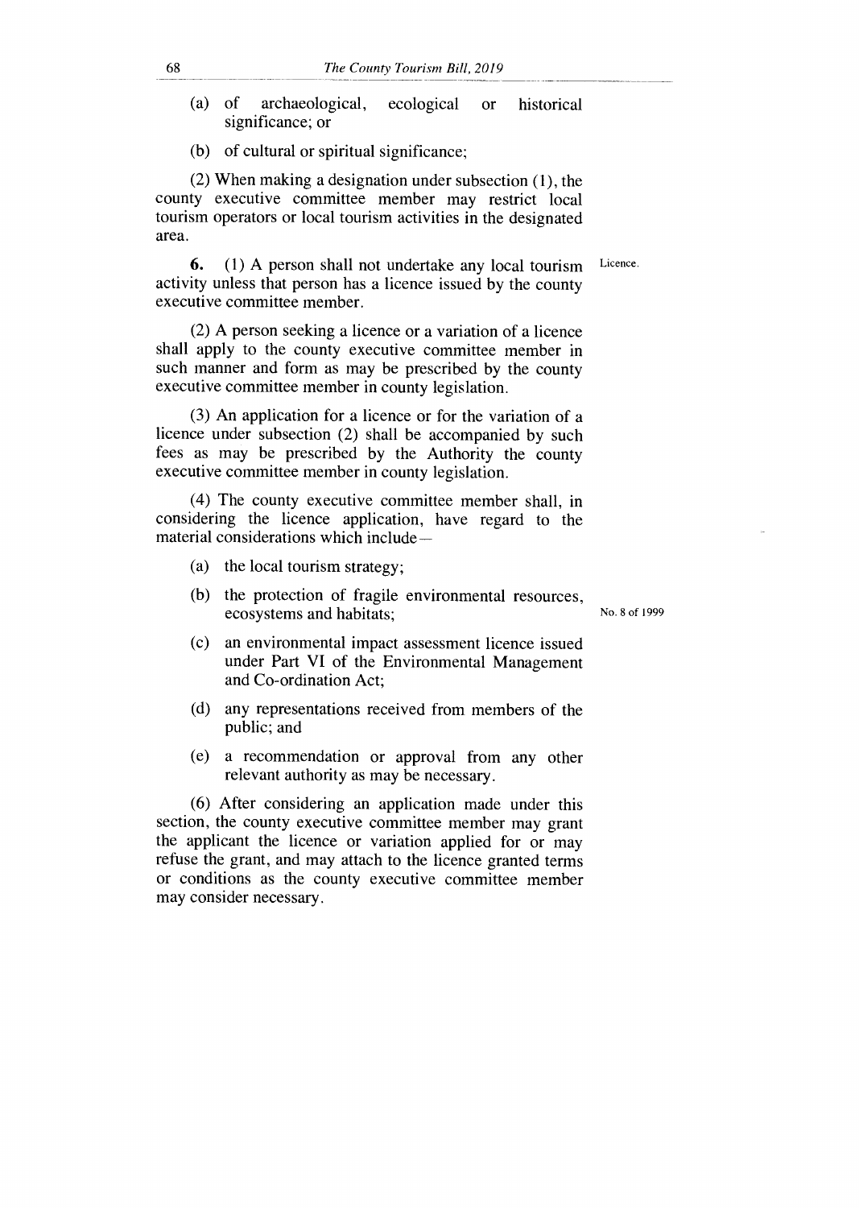(a) of archaeological, ecological or historical significance; or

(b) of cultural or spiritual significance;

(2) When making a designation under subsection (1), the county executive committee member may restrict local tourism operators or local tourism activities in the designated area.

Licence.

**6.** (1) A person shall not undertake any local tourism activity unless that person has a licence issued by the county executive committee member.

(2) A person seeking a licence or a variation of a licence shall apply to the county executive committee member in such manner and form as may be prescribed by the county executive committee member in county legislation.

(3) An application for a licence or for the variation of a licence under subsection (2) shall be accompanied by such fees as may be prescribed by the Authority the county executive committee member in county legislation.

(4) The county executive committee member shall, in considering the licence application, have regard to the material considerations which include—

(a) the local tourism strategy;

(b) the protection of fragile environmental resources, ecosystems and habitats;

No. 8 of 1999

(c) an environmental impact assessment licence issued under Part VI of the Environmental Management and Co-ordination Act;

(d) any representations received from members of the public; and

(e) a recommendation or approval from any other relevant authority as may be necessary.

(6) After considering an application made under this section, the county executive committee member may grant the applicant the licence or variation applied for or may refuse the grant, and may attach to the licence granted terms or conditions as the county executive committee member may consider necessary.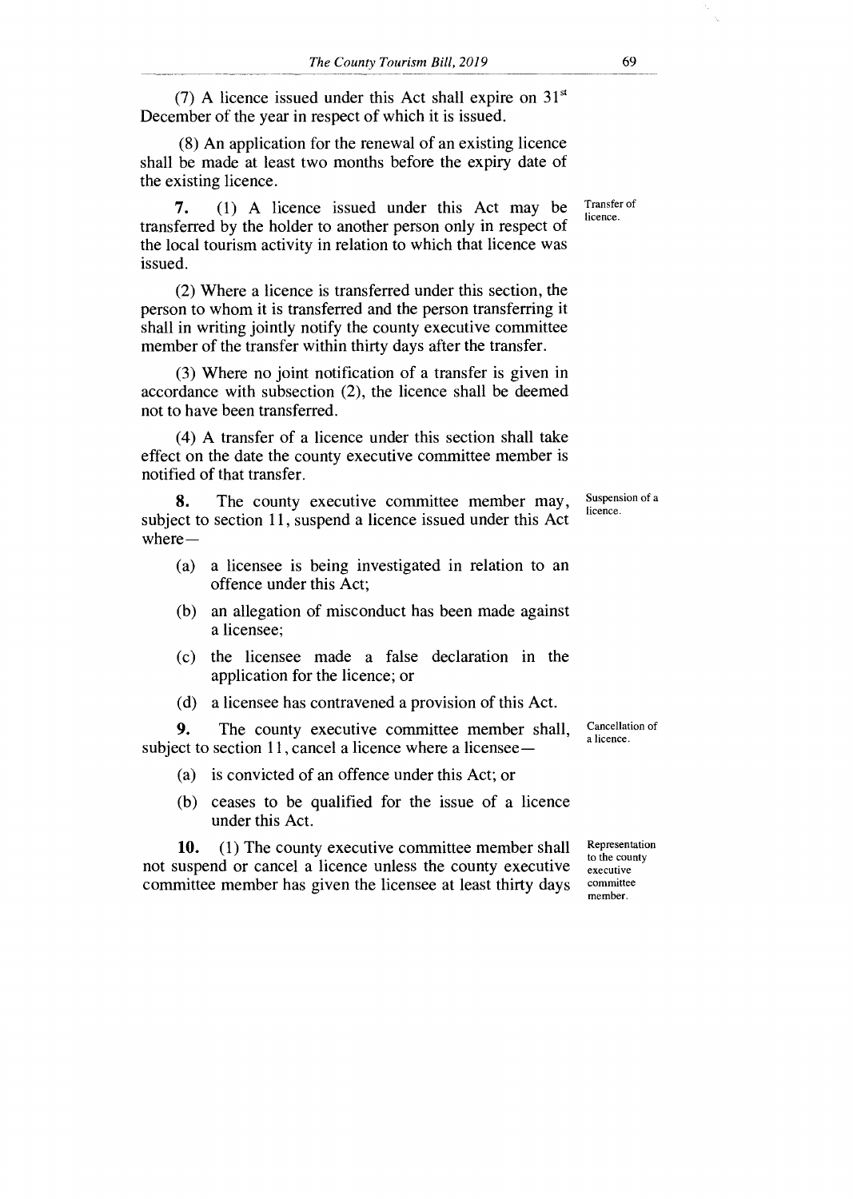(7) A licence issued under this Act shall expire on 31st December of the year in respect of which it is issued.

(8) An application for the renewal of an existing licence shall be made at least two months before the expiry date of the existing licence.

Transfer of licence.

**7.** (1) A licence issued under this Act may be transferred by the holder to another person only in respect of the local tourism activity in relation to which that licence was issued.

(2) Where a licence is transferred under this section, the person to whom it is transferred and the person transferring it shall in writing jointly notify the county executive committee member of the transfer within thirty days after the transfer.

(3) Where no joint notification of a transfer is given in accordance with subsection (2), the licence shall be deemed not to have been transferred.

(4) A transfer of a licence under this section shall take effect on the date the county executive committee member is notified of that transfer.

Suspension of a licence.

**8.** The county executive committee member may, subject to section 11, suspend a licence issued under this Act where—

(a) a licensee is being investigated in relation to an offence under this Act;

(b) an allegation of misconduct has been made against a licensee;

(c) the licensee made a false declaration in the application for the licence; or

(d) a licensee has contravened a provision of this Act.

Cancellation of a licence.

**9.** The county executive committee member shall, subject to section 11, cancel a licence where a licensee—

(a) is convicted of an offence under this Act; or

(b) ceases to be qualified for the issue of a licence under this Act.

Representation to the county executive committee member.

**10.** (1) The county executive committee member shall not suspend or cancel a licence unless the county executive committee member has given the licensee at least thirty days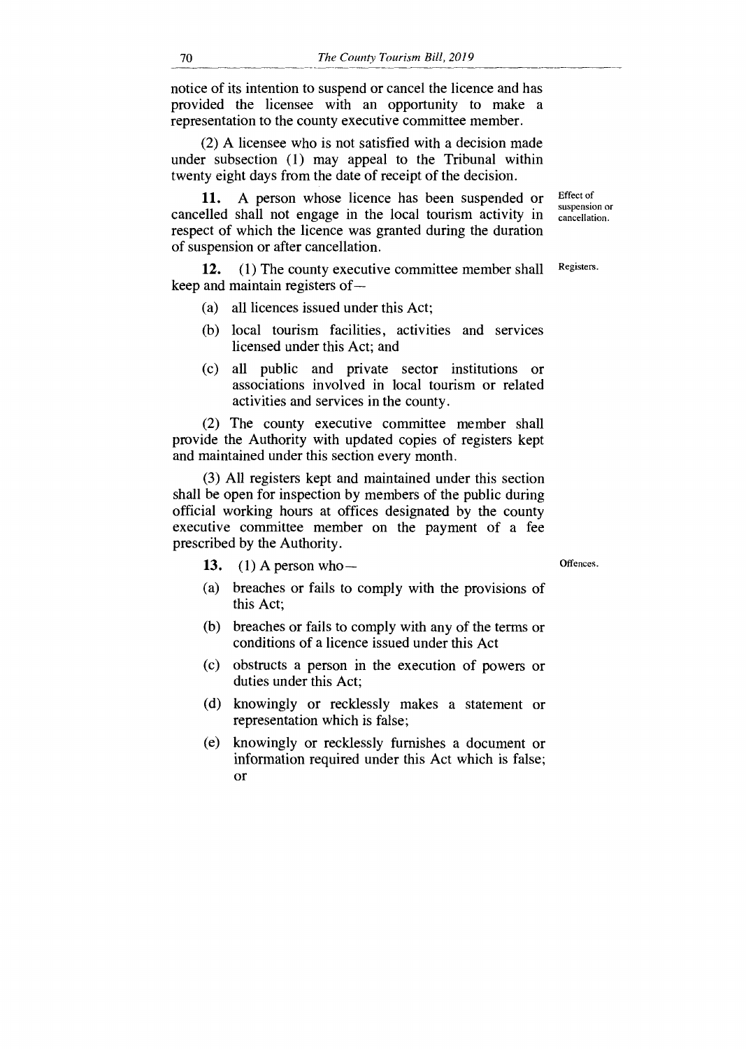notice of its intention to suspend or cancel the licence and has provided the licensee with an opportunity to make a representation to the county executive committee member.

(2) A licensee who is not satisfied with a decision made under subsection (1) may appeal to the Tribunal within twenty eight days from the date of receipt of the decision.

Effect of suspension or cancellation.

**11.** A person whose licence has been suspended or cancelled shall not engage in the local tourism activity in respect of which the licence was granted during the duration of suspension or after cancellation.

Registers.

**12.** (1) The county executive committee member shall keep and maintain registers of—

(a) all licences issued under this Act;

(b) local tourism facilities, activities and services licensed under this Act; and

(c) all public and private sector institutions or associations involved in local tourism or related activities and services in the county.

(2) The county executive committee member shall provide the Authority with updated copies of registers kept and maintained under this section every month.

(3) All registers kept and maintained under this section shall be open for inspection by members of the public during official working hours at offices designated by the county executive committee member on the payment of a fee prescribed by the Authority.

Offences.

**13.** (1) A person who—

(a) breaches or fails to comply with the provisions of this Act;

(b) breaches or fails to comply with any of the terms or conditions of a licence issued under this Act

(c) obstructs a person in the execution of powers or duties under this Act;

(d) knowingly or recklessly makes a statement or representation which is false;

(e) knowingly or recklessly furnishes a document or information required under this Act which is false; or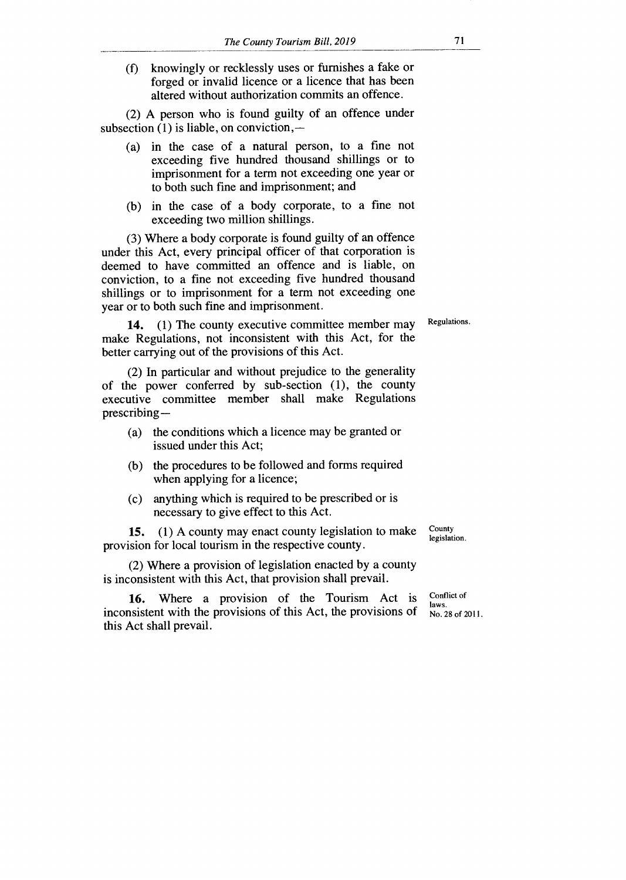(f) knowingly or recklessly uses or furnishes a fake or forged or invalid licence or a licence that has been altered without authorization commits an offence.

(2) A person who is found guilty of an offence under subsection (1) is liable, on conviction,—

(a) in the case of a natural person, to a fine not exceeding five hundred thousand shillings or to imprisonment for a term not exceeding one year or to both such fine and imprisonment; and

(b) in the case of a body corporate, to a fine not exceeding two million shillings.

(3) Where a body corporate is found guilty of an offence under this Act, every principal officer of that corporation is deemed to have committed an offence and is liable, on conviction, to a fine not exceeding five hundred thousand shillings or to imprisonment for a term not exceeding one year or to both such fine and imprisonment.

Regulations.

**14.** (1) The county executive committee member may make Regulations, not inconsistent with this Act, for the better carrying out of the provisions of this Act.

(2) In particular and without prejudice to the generality of the power conferred by sub-section (1), the county executive committee member shall make Regulations prescribing—

(a) the conditions which a licence may be granted or issued under this Act;

(b) the procedures to be followed and forms required when applying for a licence;

(c) anything which is required to be prescribed or is necessary to give effect to this Act.

County legislation.

**15.** (1) A county may enact county legislation to make provision for local tourism in the respective county.

(2) Where a provision of legislation enacted by a county is inconsistent with this Act, that provision shall prevail.

Conflict of laws.
No. 28 of 2011.

**16.** Where a provision of the Tourism Act is inconsistent with the provisions of this Act, the provisions of this Act shall prevail.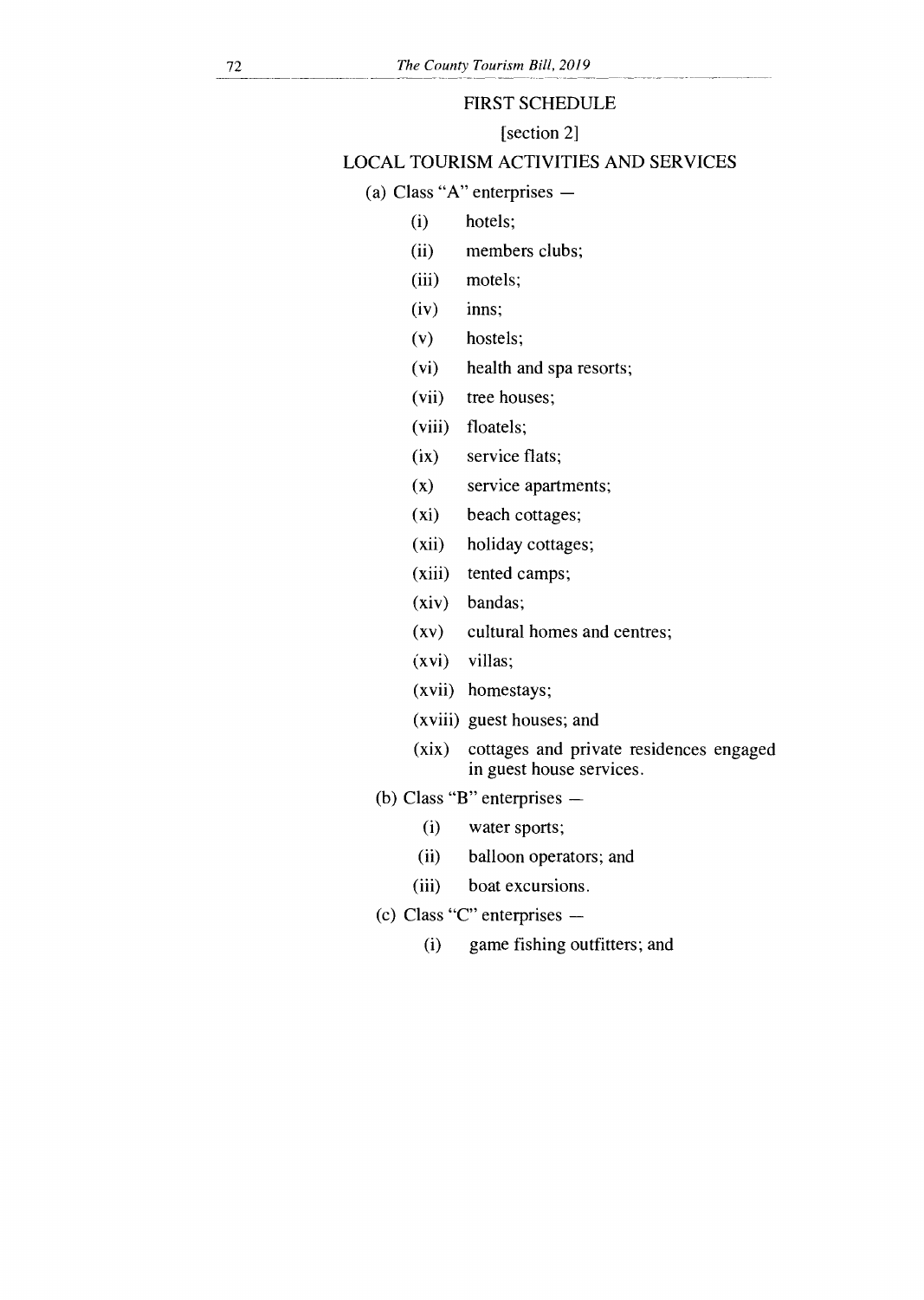## FIRST SCHEDULE

[section 2]

## LOCAL TOURISM ACTIVITIES AND SERVICES

(a) Class "A" enterprises —

- (i) hotels;
- (ii) members clubs;
- (iii) motels;
- (iv) inns;
- (v) hostels;
- (vi) health and spa resorts;
- (vii) tree houses;
- (viii) floatels;
- (ix) service flats;
- (x) service apartments;
- (xi) beach cottages;
- (xii) holiday cottages;
- (xiii) tented camps;
- (xiv) bandas;
- (xv) cultural homes and centres;
- (xvi) villas;
- (xvii) homestays;
- (xviii) guest houses; and
- (xix) cottages and private residences engaged in guest house services.

(b) Class "B" enterprises —

- (i) water sports;
- (ii) balloon operators; and
- (iii) boat excursions.

(c) Class "C" enterprises —

- (i) game fishing outfitters; and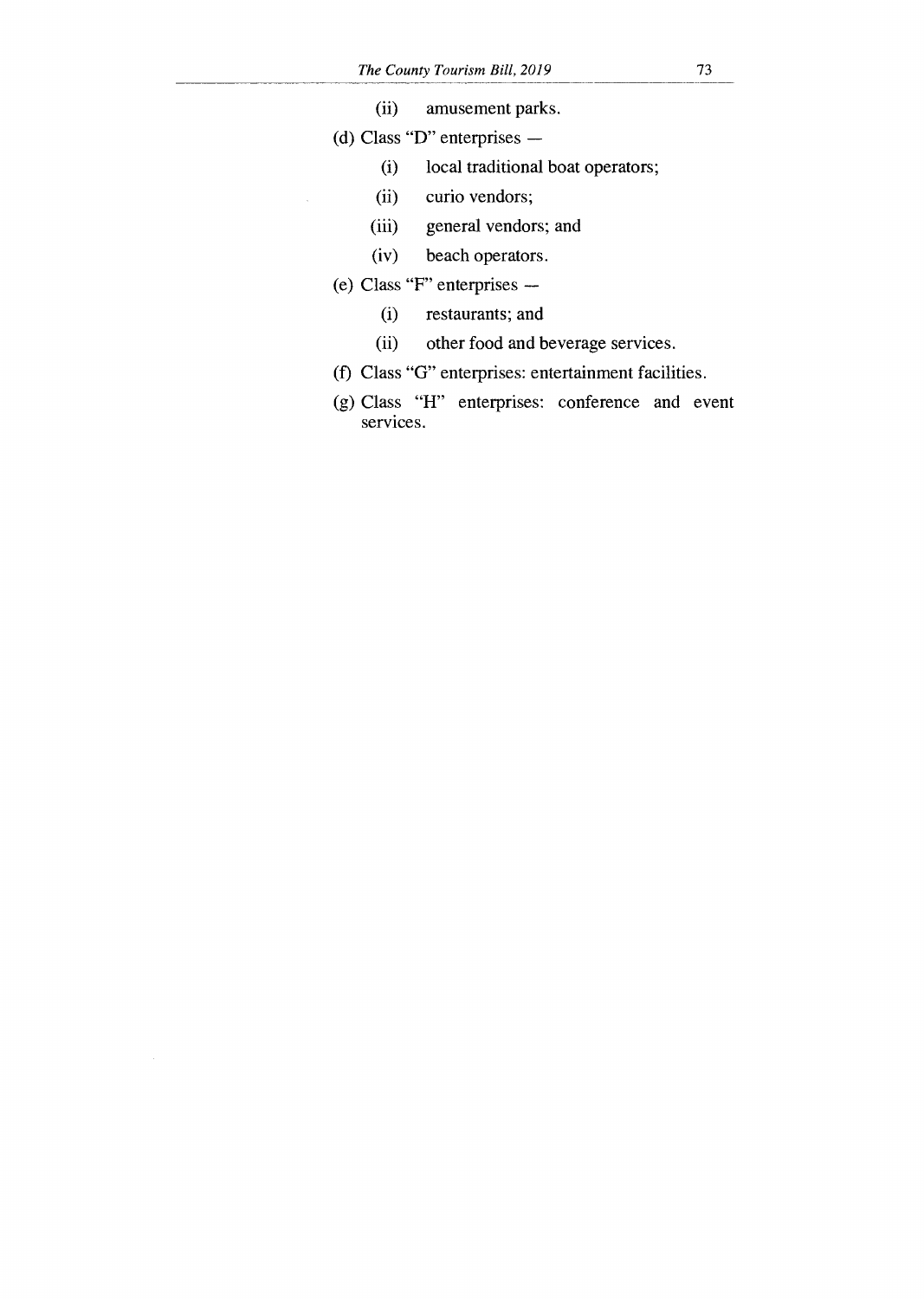(ii) amusement parks.

(d) Class "D" enterprises —

(i) local traditional boat operators;

(ii) curio vendors;

(iii) general vendors; and

(iv) beach operators.

(e) Class "F" enterprises —

(i) restaurants; and

(ii) other food and beverage services.

(f) Class "G" enterprises: entertainment facilities.

(g) Class "H" enterprises: conference and event services.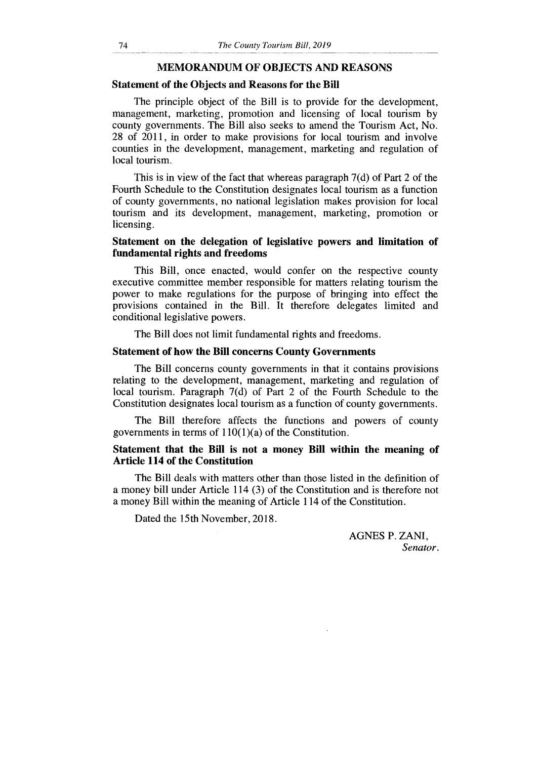## MEMORANDUM OF OBJECTS AND REASONS

### Statement of the Objects and Reasons for the Bill

The principle object of the Bill is to provide for the development, management, marketing, promotion and licensing of local tourism by county governments. The Bill also seeks to amend the Tourism Act, No. 28 of 2011, in order to make provisions for local tourism and involve counties in the development, management, marketing and regulation of local tourism.

This is in view of the fact that whereas paragraph 7(d) of Part 2 of the Fourth Schedule to the Constitution designates local tourism as a function of county governments, no national legislation makes provision for local tourism and its development, management, marketing, promotion or licensing.

### Statement on the delegation of legislative powers and limitation of fundamental rights and freedoms

This Bill, once enacted, would confer on the respective county executive committee member responsible for matters relating tourism the power to make regulations for the purpose of bringing into effect the provisions contained in the Bill. It therefore delegates limited and conditional legislative powers.

The Bill does not limit fundamental rights and freedoms.

### Statement of how the Bill concerns County Governments

The Bill concerns county governments in that it contains provisions relating to the development, management, marketing and regulation of local tourism. Paragraph 7(d) of Part 2 of the Fourth Schedule to the Constitution designates local tourism as a function of county governments.

The Bill therefore affects the functions and powers of county governments in terms of 110(1)(a) of the Constitution.

### Statement that the Bill is not a money Bill within the meaning of Article 114 of the Constitution

The Bill deals with matters other than those listed in the definition of a money bill under Article 114 (3) of the Constitution and is therefore not a money Bill within the meaning of Article 114 of the Constitution.

Dated the 15th November, 2018.

AGNES P. ZANI,
*Senator*.